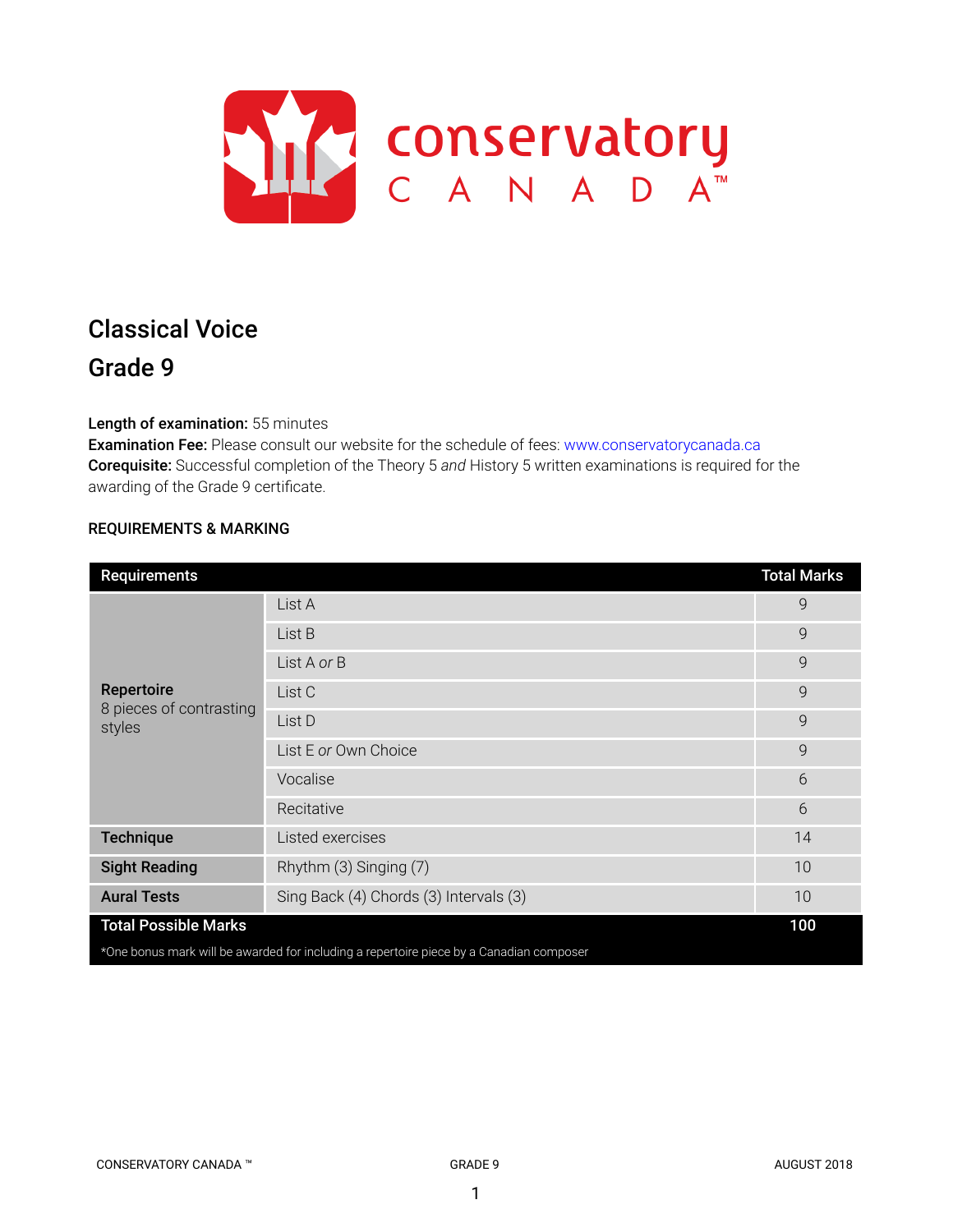# Classical Voice

## Grade 9

**Length of examination:** 55 minutes
**Examination Fee:** Please consult our website for the schedule of fees: www.conservatorycanada.ca
**Corequisite:** Successful completion of the Theory 5 *and* History 5 written examinations is required for the awarding of the Grade 9 certificate.

### REQUIREMENTS & MARKING

| Requirements | | Total Marks |
|---|---|---|
| **Repertoire** 8 pieces of contrasting styles | List A | 9 |
| | List B | 9 |
| | List A *or* B | 9 |
| | List C | 9 |
| | List D | 9 |
| | List E *or* Own Choice | 9 |
| | Vocalise | 6 |
| | Recitative | 6 |
| **Technique** | Listed exercises | 14 |
| **Sight Reading** | Rhythm (3) Singing (7) | 10 |
| **Aural Tests** | Sing Back (4) Chords (3) Intervals (3) | 10 |
| **Total Possible Marks** | | **100** |

*One bonus mark will be awarded for including a repertoire piece by a Canadian composer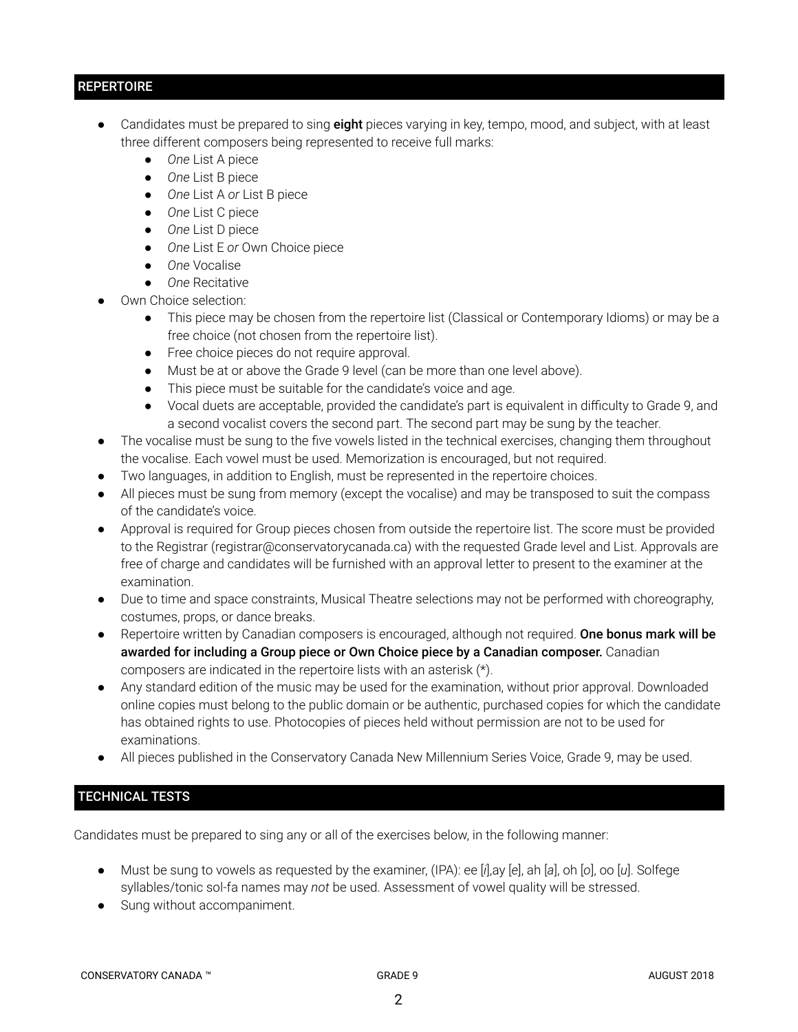## REPERTOIRE

- Candidates must be prepared to sing **eight** pieces varying in key, tempo, mood, and subject, with at least three different composers being represented to receive full marks:
  - *One* List A piece
  - *One* List B piece
  - *One* List A *or* List B piece
  - *One* List C piece
  - *One* List D piece
  - *One* List E *or* Own Choice piece
  - *One* Vocalise
  - *One* Recitative
- Own Choice selection:
  - This piece may be chosen from the repertoire list (Classical or Contemporary Idioms) or may be a free choice (not chosen from the repertoire list).
  - Free choice pieces do not require approval.
  - Must be at or above the Grade 9 level (can be more than one level above).
  - This piece must be suitable for the candidate's voice and age.
  - Vocal duets are acceptable, provided the candidate's part is equivalent in difficulty to Grade 9, and a second vocalist covers the second part. The second part may be sung by the teacher.
- The vocalise must be sung to the five vowels listed in the technical exercises, changing them throughout the vocalise. Each vowel must be used. Memorization is encouraged, but not required.
- Two languages, in addition to English, must be represented in the repertoire choices.
- All pieces must be sung from memory (except the vocalise) and may be transposed to suit the compass of the candidate's voice.
- Approval is required for Group pieces chosen from outside the repertoire list. The score must be provided to the Registrar (registrar@conservatorycanada.ca) with the requested Grade level and List. Approvals are free of charge and candidates will be furnished with an approval letter to present to the examiner at the examination.
- Due to time and space constraints, Musical Theatre selections may not be performed with choreography, costumes, props, or dance breaks.
- Repertoire written by Canadian composers is encouraged, although not required. **One bonus mark will be awarded for including a Group piece or Own Choice piece by a Canadian composer.** Canadian composers are indicated in the repertoire lists with an asterisk (*).
- Any standard edition of the music may be used for the examination, without prior approval. Downloaded online copies must belong to the public domain or be authentic, purchased copies for which the candidate has obtained rights to use. Photocopies of pieces held without permission are not to be used for examinations.
- All pieces published in the Conservatory Canada New Millennium Series Voice, Grade 9, may be used.

## TECHNICAL TESTS

Candidates must be prepared to sing any or all of the exercises below, in the following manner:

- Must be sung to vowels as requested by the examiner, (IPA): ee [*i*],ay [*e*], ah [*a*], oh [*o*], oo [*u*]. Solfege syllables/tonic sol-fa names may *not* be used. Assessment of vowel quality will be stressed.
- Sung without accompaniment.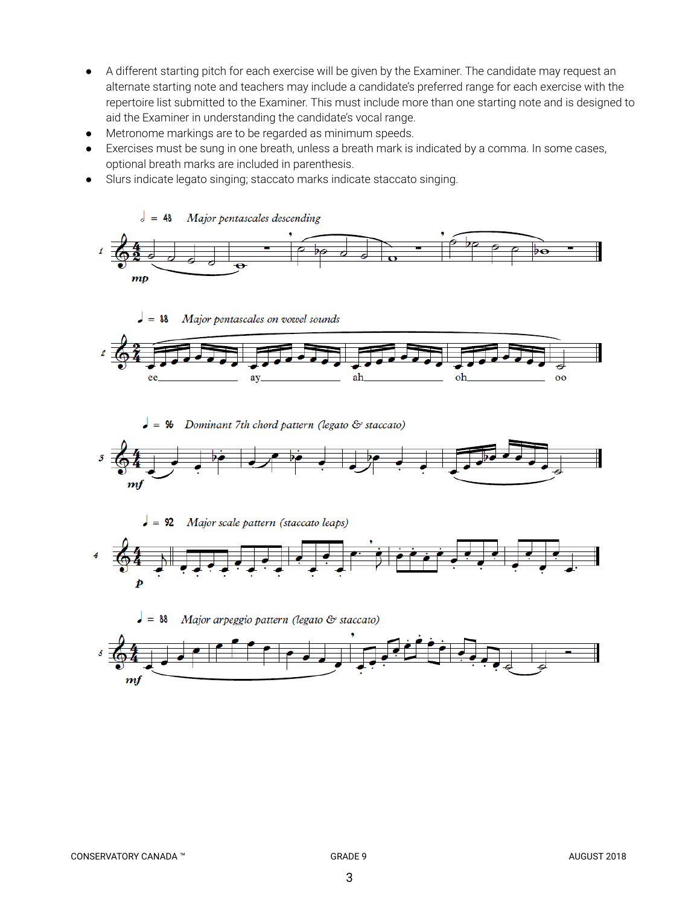- A different starting pitch for each exercise will be given by the Examiner. The candidate may request an alternate starting note and teachers may include a candidate's preferred range for each exercise with the repertoire list submitted to the Examiner. This must include more than one starting note and is designed to aid the Examiner in understanding the candidate's vocal range.
- Metronome markings are to be regarded as minimum speeds.
- Exercises must be sung in one breath, unless a breath mark is indicated by a comma. In some cases, optional breath marks are included in parenthesis.
- Slurs indicate legato singing; staccato marks indicate staccato singing.

*Major pentascales descending*

*Major pentascales on vowel sounds*

ee ay ah oh oo

*Dominant 7th chord pattern (legato & staccato)*

*Major scale pattern (staccato leaps)*

*Major arpeggio pattern (legato & staccato)*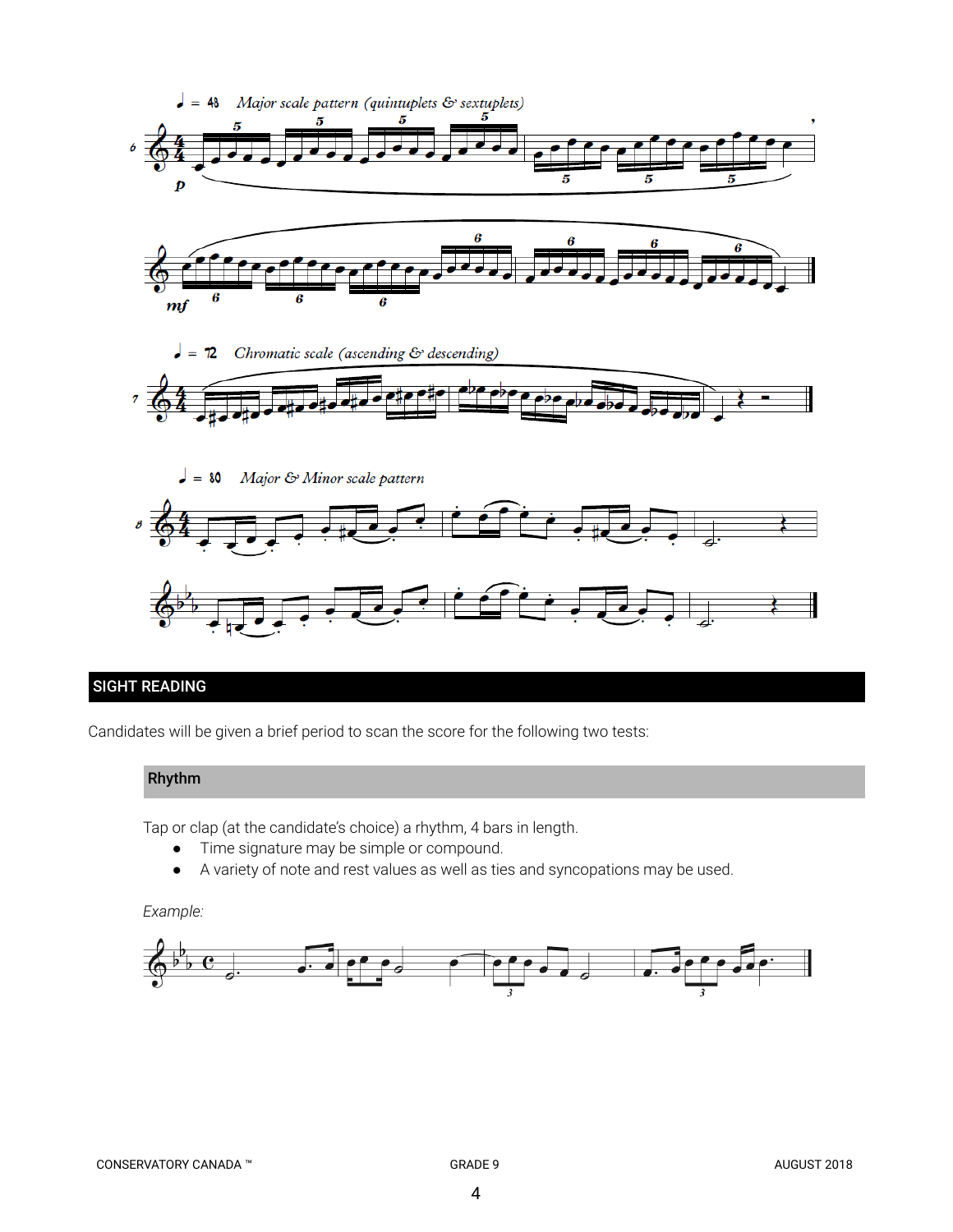♩ = 48 *Major scale pattern (quintuplets & sextuplets)*

♩ = 72 *Chromatic scale (ascending & descending)*

♩ = 80 *Major & Minor scale pattern*

## SIGHT READING

Candidates will be given a brief period to scan the score for the following two tests:

### Rhythm

Tap or clap (at the candidate's choice) a rhythm, 4 bars in length.

- Time signature may be simple or compound.
- A variety of note and rest values as well as ties and syncopations may be used.

*Example:*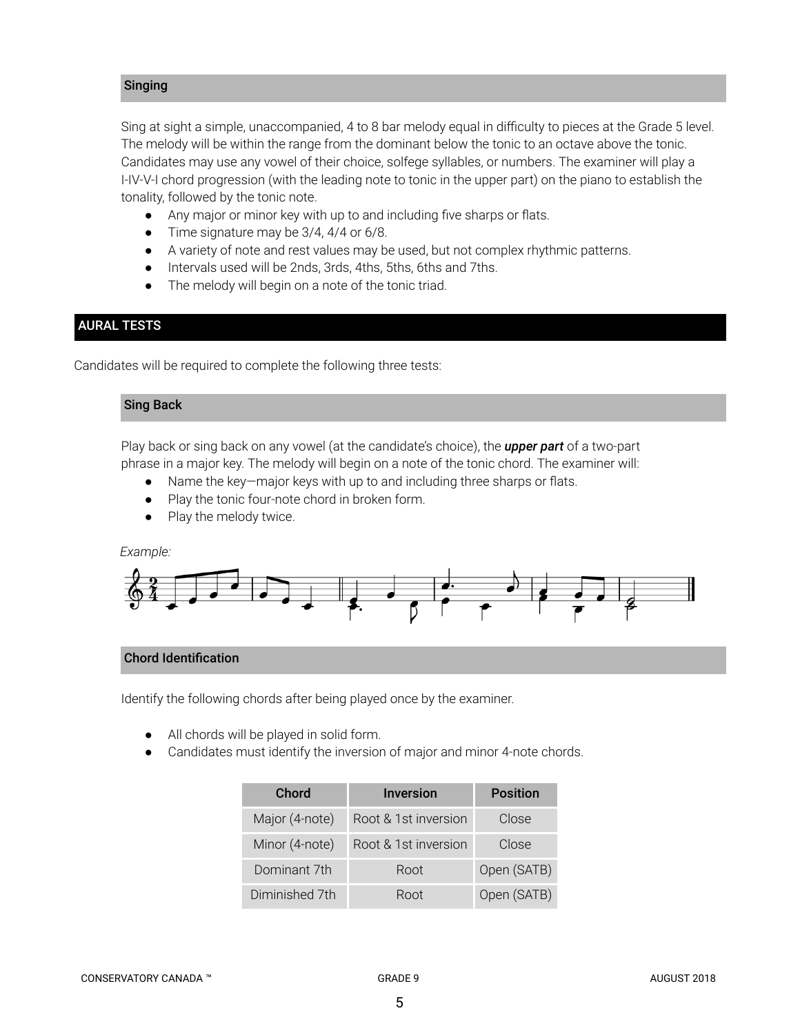### Singing

Sing at sight a simple, unaccompanied, 4 to 8 bar melody equal in difficulty to pieces at the Grade 5 level. The melody will be within the range from the dominant below the tonic to an octave above the tonic. Candidates may use any vowel of their choice, solfege syllables, or numbers. The examiner will play a I-IV-V-I chord progression (with the leading note to tonic in the upper part) on the piano to establish the tonality, followed by the tonic note.

- Any major or minor key with up to and including five sharps or flats.
- Time signature may be 3/4, 4/4 or 6/8.
- A variety of note and rest values may be used, but not complex rhythmic patterns.
- Intervals used will be 2nds, 3rds, 4ths, 5ths, 6ths and 7ths.
- The melody will begin on a note of the tonic triad.

## AURAL TESTS

Candidates will be required to complete the following three tests:

### Sing Back

Play back or sing back on any vowel (at the candidate's choice), the ***upper part*** of a two-part phrase in a major key. The melody will begin on a note of the tonic chord. The examiner will:

- Name the key—major keys with up to and including three sharps or flats.
- Play the tonic four-note chord in broken form.
- Play the melody twice.

*Example:*

### Chord Identification

Identify the following chords after being played once by the examiner.

- All chords will be played in solid form.
- Candidates must identify the inversion of major and minor 4-note chords.

| Chord | Inversion | Position |
|---|---|---|
| Major (4-note) | Root & 1st inversion | Close |
| Minor (4-note) | Root & 1st inversion | Close |
| Dominant 7th | Root | Open (SATB) |
| Diminished 7th | Root | Open (SATB) |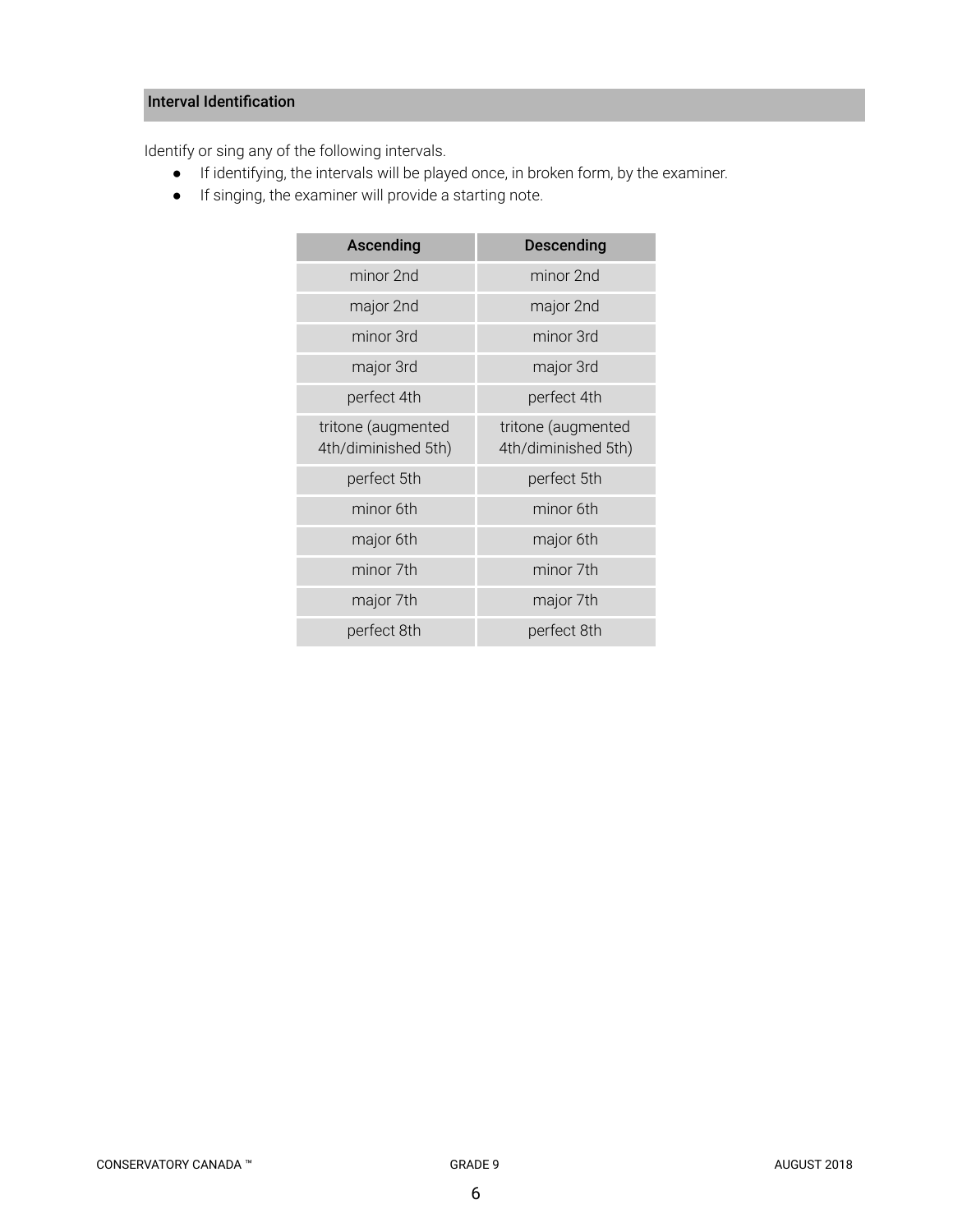## Interval Identification

Identify or sing any of the following intervals.

- If identifying, the intervals will be played once, in broken form, by the examiner.
- If singing, the examiner will provide a starting note.

| Ascending | Descending |
| --- | --- |
| minor 2nd | minor 2nd |
| major 2nd | major 2nd |
| minor 3rd | minor 3rd |
| major 3rd | major 3rd |
| perfect 4th | perfect 4th |
| tritone (augmented 4th/diminished 5th) | tritone (augmented 4th/diminished 5th) |
| perfect 5th | perfect 5th |
| minor 6th | minor 6th |
| major 6th | major 6th |
| minor 7th | minor 7th |
| major 7th | major 7th |
| perfect 8th | perfect 8th |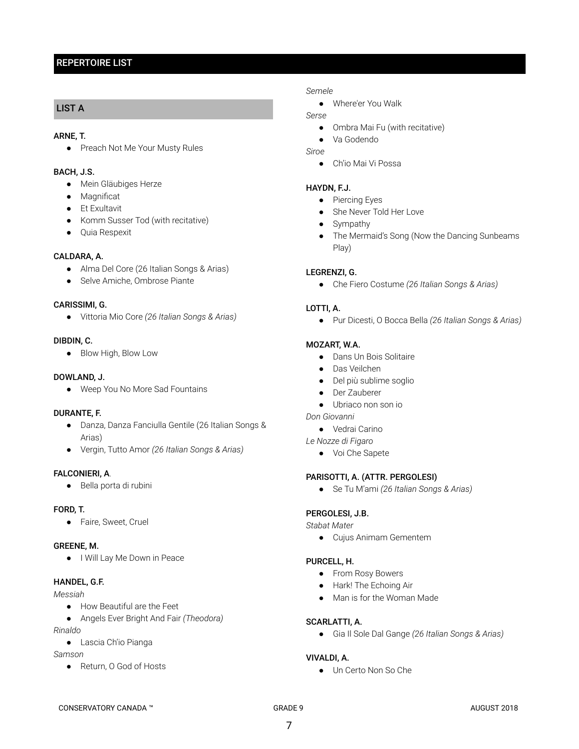## REPERTOIRE LIST

### LIST A

**ARNE, T.**
- Preach Not Me Your Musty Rules

**BACH, J.S.**
- Mein Gläubiges Herze
- Magnificat
- Et Exultavit
- Komm Susser Tod (with recitative)
- Quia Respexit

**CALDARA, A.**
- Alma Del Core (26 Italian Songs & Arias)
- Selve Amiche, Ombrose Piante

**CARISSIMI, G.**
- Vittoria Mio Core *(26 Italian Songs & Arias)*

**DIBDIN, C.**
- Blow High, Blow Low

**DOWLAND, J.**
- Weep You No More Sad Fountains

**DURANTE, F.**
- Danza, Danza Fanciulla Gentile (26 Italian Songs & Arias)
- Vergin, Tutto Amor *(26 Italian Songs & Arias)*

**FALCONIERI, A.**
- Bella porta di rubini

**FORD, T.**
- Faire, Sweet, Cruel

**GREENE, M.**
- I Will Lay Me Down in Peace

**HANDEL, G.F.**

*Messiah*
- How Beautiful are the Feet
- Angels Ever Bright And Fair *(Theodora)*

*Rinaldo*
- Lascia Ch'io Pianga

*Samson*
- Return, O God of Hosts

*Semele*
- Where'er You Walk

*Serse*
- Ombra Mai Fu (with recitative)
- Va Godendo

*Siroe*
- Ch'io Mai Vi Possa

**HAYDN, F.J.**
- Piercing Eyes
- She Never Told Her Love
- Sympathy
- The Mermaid's Song (Now the Dancing Sunbeams Play)

**LEGRENZI, G.**
- Che Fiero Costume *(26 Italian Songs & Arias)*

**LOTTI, A.**
- Pur Dicesti, O Bocca Bella *(26 Italian Songs & Arias)*

**MOZART, W.A.**
- Dans Un Bois Solitaire
- Das Veilchen
- Del più sublime soglio
- Der Zauberer
- Ubriaco non son io

*Don Giovanni*
- Vedrai Carino

*Le Nozze di Figaro*
- Voi Che Sapete

**PARISOTTI, A. (ATTR. PERGOLESI)**
- Se Tu M'ami *(26 Italian Songs & Arias)*

**PERGOLESI, J.B.**

*Stabat Mater*
- Cujus Animam Gementem

**PURCELL, H.**
- From Rosy Bowers
- Hark! The Echoing Air
- Man is for the Woman Made

**SCARLATTI, A.**
- Gia Il Sole Dal Gange *(26 Italian Songs & Arias)*

**VIVALDI, A.**
- Un Certo Non So Che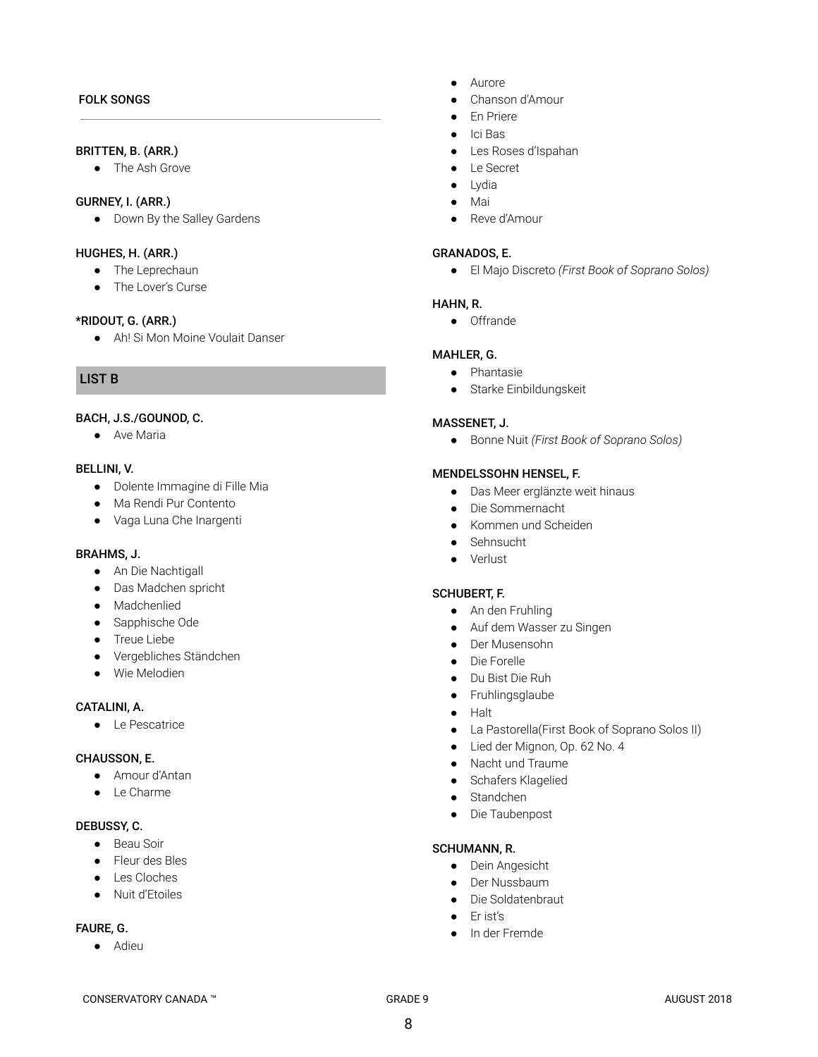FOLK SONGS

**BRITTEN, B. (ARR.)**

- The Ash Grove

**GURNEY, I. (ARR.)**

- Down By the Salley Gardens

**HUGHES, H. (ARR.)**

- The Leprechaun
- The Lover's Curse

**\*RIDOUT, G. (ARR.)**

- Ah! Si Mon Moine Voulait Danser

## LIST B

**BACH, J.S./GOUNOD, C.**

- Ave Maria

**BELLINI, V.**

- Dolente Immagine di Fille Mia
- Ma Rendi Pur Contento
- Vaga Luna Che Inargenti

**BRAHMS, J.**

- An Die Nachtigall
- Das Madchen spricht
- Madchenlied
- Sapphische Ode
- Treue Liebe
- Vergebliches Ständchen
- Wie Melodien

**CATALINI, A.**

- Le Pescatrice

**CHAUSSON, E.**

- Amour d'Antan
- Le Charme

**DEBUSSY, C.**

- Beau Soir
- Fleur des Bles
- Les Cloches
- Nuit d'Etoiles

**FAURE, G.**

- Adieu
- Aurore
- Chanson d'Amour
- En Priere
- Ici Bas
- Les Roses d'Ispahan
- Le Secret
- Lydia
- Mai
- Reve d'Amour

**GRANADOS, E.**

- El Majo Discreto *(First Book of Soprano Solos)*

**HAHN, R.**

- Offrande

**MAHLER, G.**

- Phantasie
- Starke Einbildungskeit

**MASSENET, J.**

- Bonne Nuit *(First Book of Soprano Solos)*

**MENDELSSOHN HENSEL, F.**

- Das Meer erglänzte weit hinaus
- Die Sommernacht
- Kommen und Scheiden
- Sehnsucht
- Verlust

**SCHUBERT, F.**

- An den Fruhling
- Auf dem Wasser zu Singen
- Der Musensohn
- Die Forelle
- Du Bist Die Ruh
- Fruhlingsglaube
- Halt
- La Pastorella(First Book of Soprano Solos II)
- Lied der Mignon, Op. 62 No. 4
- Nacht und Traume
- Schafers Klagelied
- Standchen
- Die Taubenpost

**SCHUMANN, R.**

- Dein Angesicht
- Der Nussbaum
- Die Soldatenbraut
- Er ist's
- In der Fremde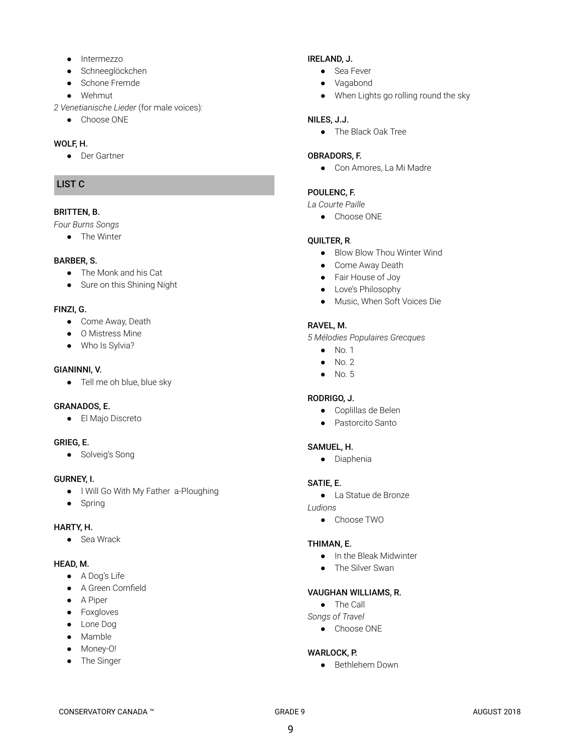- Intermezzo
- Schneeglöckchen
- Schone Fremde
- Wehmut

*2 Venetianische Lieder* (for male voices):

- Choose ONE

**WOLF, H.**

- Der Gartner

## LIST C

**BRITTEN, B.**

*Four Burns Songs*

- The Winter

**BARBER, S.**

- The Monk and his Cat
- Sure on this Shining Night

**FINZI, G.**

- Come Away, Death
- O Mistress Mine
- Who Is Sylvia?

**GIANINNI, V.**

- Tell me oh blue, blue sky

**GRANADOS, E.**

- El Majo Discreto

**GRIEG, E.**

- Solveig's Song

**GURNEY, I.**

- I Will Go With My Father a-Ploughing
- Spring

**HARTY, H.**

- Sea Wrack

**HEAD, M.**

- A Dog's Life
- A Green Cornfield
- A Piper
- Foxgloves
- Lone Dog
- Mamble
- Money-O!
- The Singer

**IRELAND, J.**

- Sea Fever
- Vagabond
- When Lights go rolling round the sky

**NILES, J.J.**

- The Black Oak Tree

**OBRADORS, F.**

- Con Amores, La Mi Madre

**POULENC, F.**

*La Courte Paille*

- Choose ONE

**QUILTER, R.**

- Blow Blow Thou Winter Wind
- Come Away Death
- Fair House of Joy
- Love's Philosophy
- Music, When Soft Voices Die

**RAVEL, M.**

*5 Mélodies Populaires Grecques*

- No. 1
- No. 2
- No. 5

**RODRIGO, J.**

- Coplillas de Belen
- Pastorcito Santo

**SAMUEL, H.**

- Diaphenia

**SATIE, E.**

- La Statue de Bronze

*Ludions*

- Choose TWO

**THIMAN, E.**

- In the Bleak Midwinter
- The Silver Swan

**VAUGHAN WILLIAMS, R.**

- The Call

*Songs of Travel*

- Choose ONE

**WARLOCK, P.**

- Bethlehem Down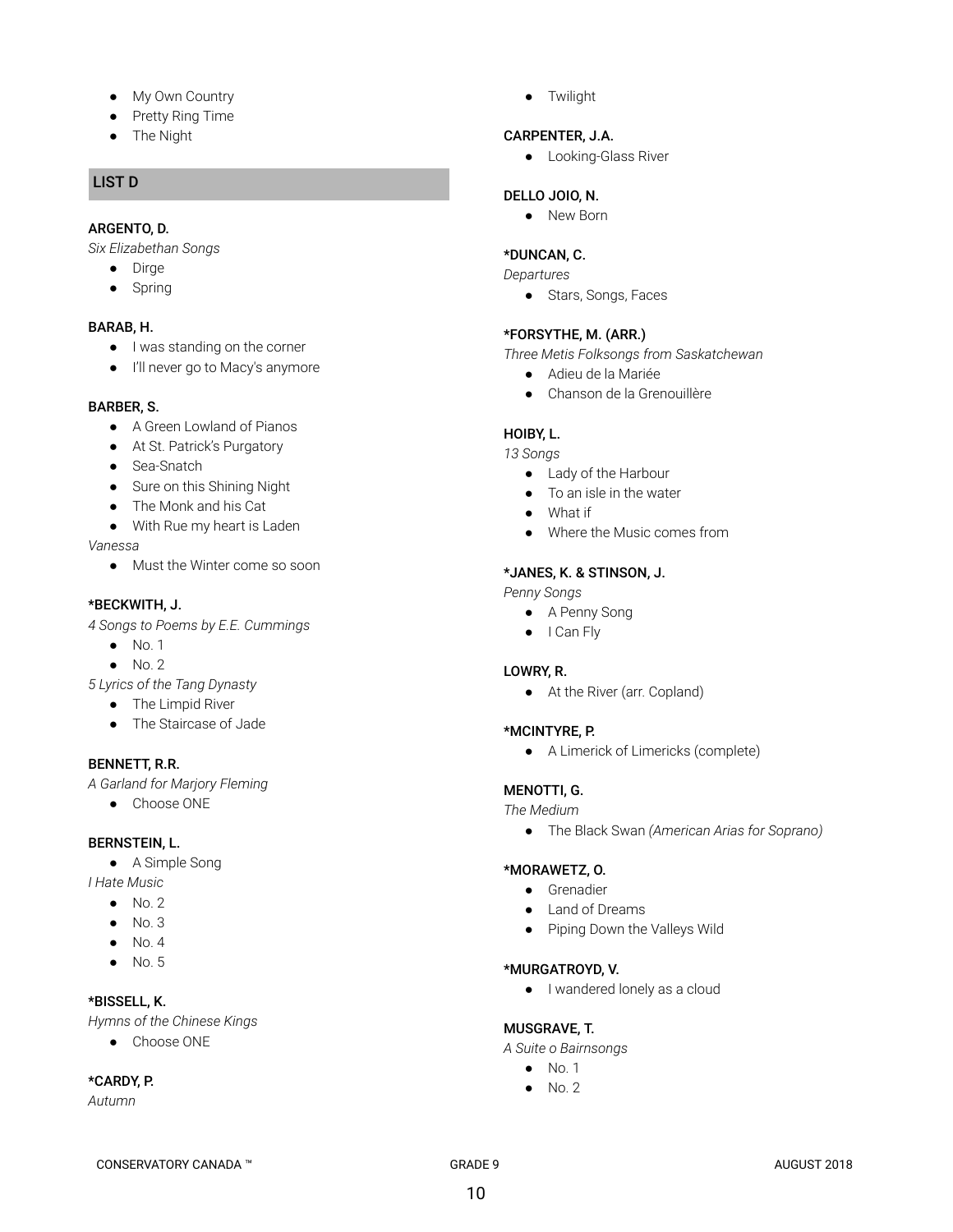- My Own Country
- Pretty Ring Time
- The Night

## LIST D

**ARGENTO, D.**

*Six Elizabethan Songs*

- Dirge
- Spring

**BARAB, H.**

- I was standing on the corner
- I'll never go to Macy's anymore

**BARBER, S.**

- A Green Lowland of Pianos
- At St. Patrick's Purgatory
- Sea-Snatch
- Sure on this Shining Night
- The Monk and his Cat
- With Rue my heart is Laden

*Vanessa*

- Must the Winter come so soon

**\*BECKWITH, J.**

*4 Songs to Poems by E.E. Cummings*

- No. 1
- No. 2

*5 Lyrics of the Tang Dynasty*

- The Limpid River
- The Staircase of Jade

**BENNETT, R.R.**

*A Garland for Marjory Fleming*

- Choose ONE

**BERNSTEIN, L.**

- A Simple Song

*I Hate Music*

- No. 2
- No. 3
- No. 4
- No. 5

**\*BISSELL, K.**

*Hymns of the Chinese Kings*

- Choose ONE

**\*CARDY, P.**

*Autumn*

- Twilight

**CARPENTER, J.A.**

- Looking-Glass River

**DELLO JOIO, N.**

- New Born

**\*DUNCAN, C.**

*Departures*

- Stars, Songs, Faces

**\*FORSYTHE, M. (ARR.)**

*Three Metis Folksongs from Saskatchewan*

- Adieu de la Mariée
- Chanson de la Grenouillère

**HOIBY, L.**

*13 Songs*

- Lady of the Harbour
- To an isle in the water
- What if
- Where the Music comes from

**\*JANES, K. & STINSON, J.**

*Penny Songs*

- A Penny Song
- I Can Fly

**LOWRY, R.**

- At the River (arr. Copland)

**\*MCINTYRE, P.**

- A Limerick of Limericks (complete)

**MENOTTI, G.**

*The Medium*

- The Black Swan *(American Arias for Soprano)*

**\*MORAWETZ, O.**

- Grenadier
- Land of Dreams
- Piping Down the Valleys Wild

**\*MURGATROYD, V.**

- I wandered lonely as a cloud

**MUSGRAVE, T.**

*A Suite o Bairnsongs*

- No. 1
- No. 2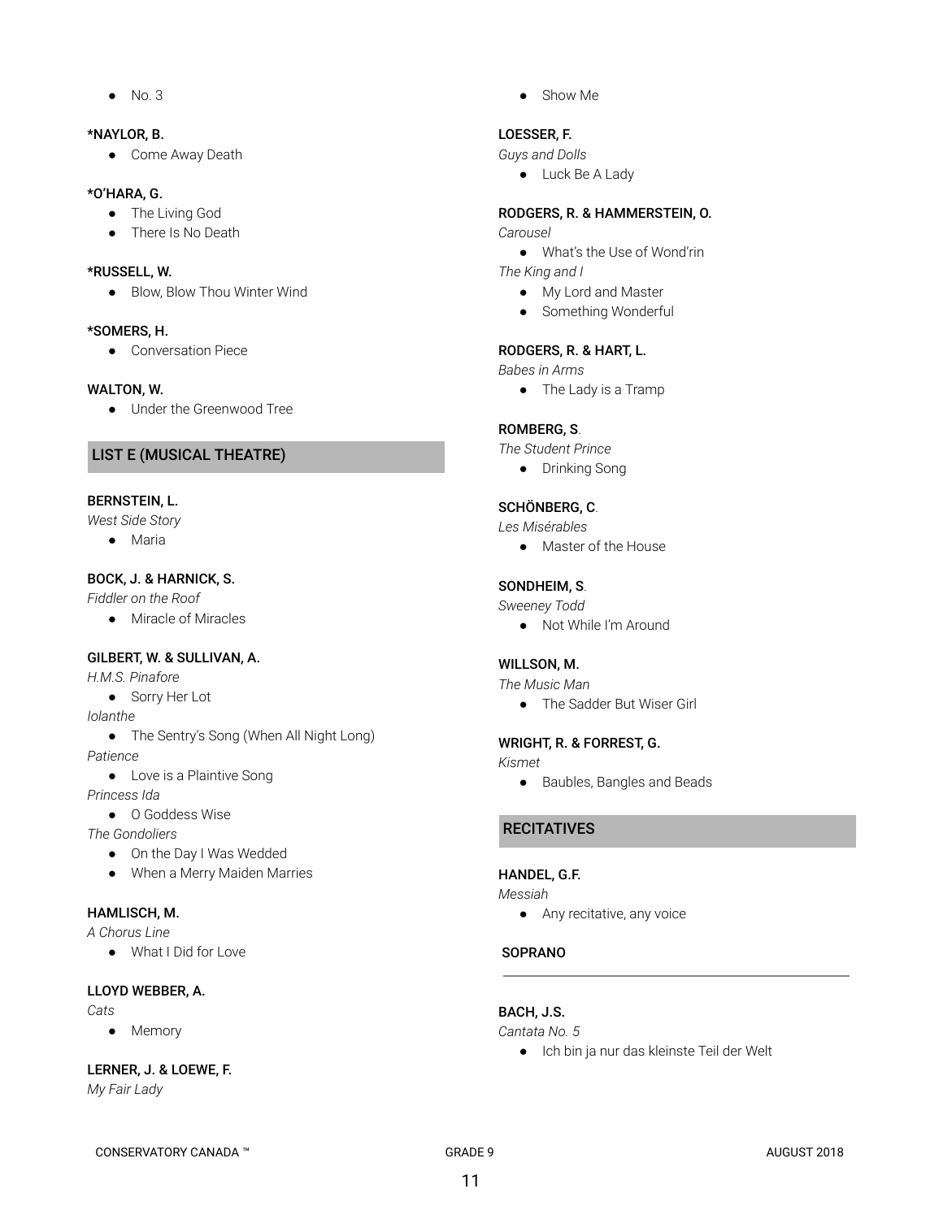- No. 3

**\*NAYLOR, B.**
- Come Away Death

**\*O'HARA, G.**
- The Living God
- There Is No Death

**\*RUSSELL, W.**
- Blow, Blow Thou Winter Wind

**\*SOMERS, H.**
- Conversation Piece

**WALTON, W.**
- Under the Greenwood Tree

## LIST E (MUSICAL THEATRE)

**BERNSTEIN, L.**
*West Side Story*
- Maria

**BOCK, J. & HARNICK, S.**
*Fiddler on the Roof*
- Miracle of Miracles

**GILBERT, W. & SULLIVAN, A.**
*H.M.S. Pinafore*
- Sorry Her Lot

*Iolanthe*
- The Sentry's Song (When All Night Long)

*Patience*
- Love is a Plaintive Song

*Princess Ida*
- O Goddess Wise

*The Gondoliers*
- On the Day I Was Wedded
- When a Merry Maiden Marries

**HAMLISCH, M.**
*A Chorus Line*
- What I Did for Love

**LLOYD WEBBER, A.**
*Cats*
- Memory

**LERNER, J. & LOEWE, F.**
*My Fair Lady*
- Show Me

**LOESSER, F.**
*Guys and Dolls*
- Luck Be A Lady

**RODGERS, R. & HAMMERSTEIN, O.**
*Carousel*
- What's the Use of Wond'rin

*The King and I*
- My Lord and Master
- Something Wonderful

**RODGERS, R. & HART, L.**
*Babes in Arms*
- The Lady is a Tramp

**ROMBERG, S.**
*The Student Prince*
- Drinking Song

**SCHÖNBERG, C.**
*Les Misérables*
- Master of the House

**SONDHEIM, S.**
*Sweeney Todd*
- Not While I'm Around

**WILLSON, M.**
*The Music Man*
- The Sadder But Wiser Girl

**WRIGHT, R. & FORREST, G.**
*Kismet*
- Baubles, Bangles and Beads

## RECITATIVES

**HANDEL, G.F.**
*Messiah*
- Any recitative, any voice

### SOPRANO

**BACH, J.S.**
*Cantata No. 5*
- Ich bin ja nur das kleinste Teil der Welt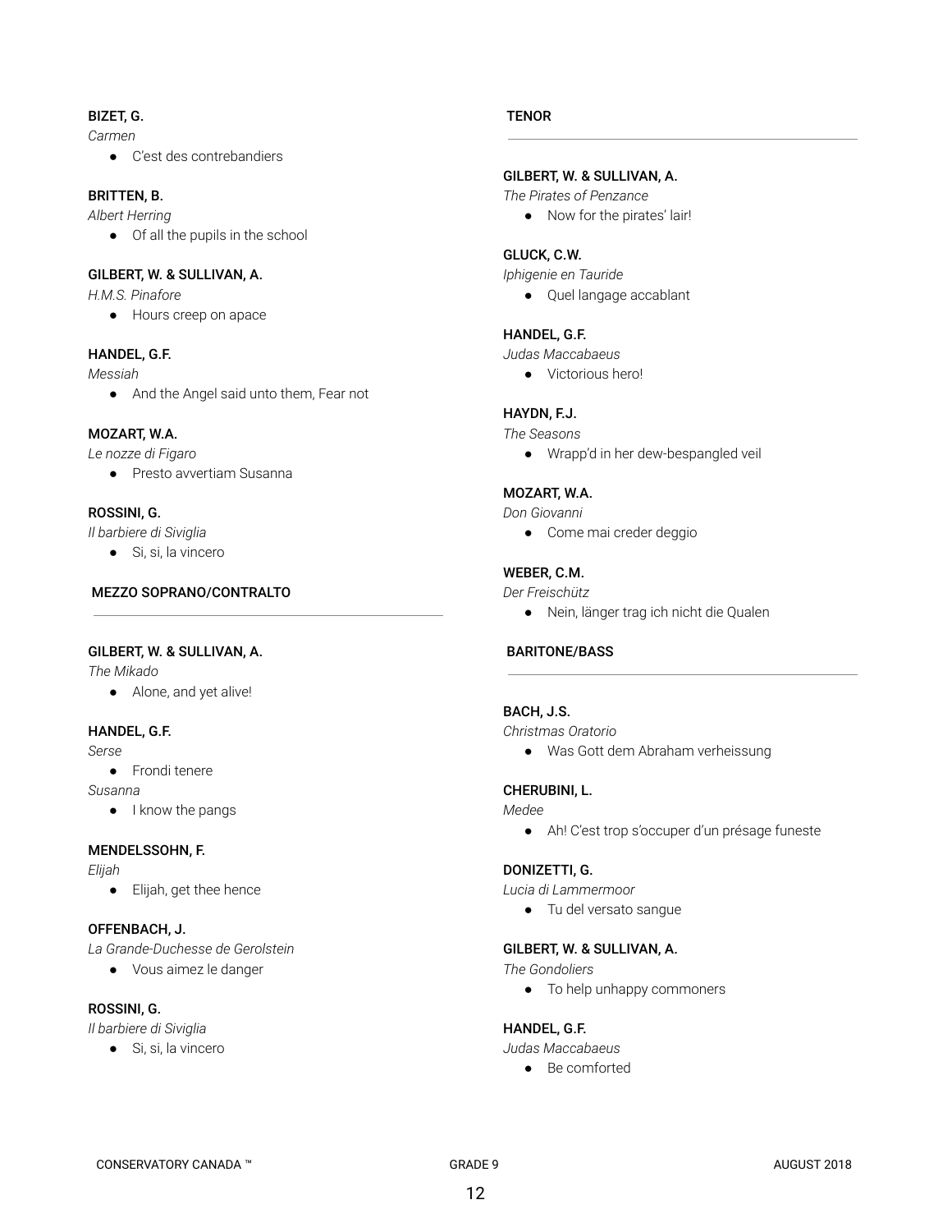**BIZET, G.**

*Carmen*

- C'est des contrebandiers

**BRITTEN, B.**

*Albert Herring*

- Of all the pupils in the school

**GILBERT, W. & SULLIVAN, A.**

*H.M.S. Pinafore*

- Hours creep on apace

**HANDEL, G.F.**

*Messiah*

- And the Angel said unto them, Fear not

**MOZART, W.A.**

*Le nozze di Figaro*

- Presto avvertiam Susanna

**ROSSINI, G.**

*Il barbiere di Siviglia*

- Si, si, la vincero

## MEZZO SOPRANO/CONTRALTO

**GILBERT, W. & SULLIVAN, A.**

*The Mikado*

- Alone, and yet alive!

**HANDEL, G.F.**

*Serse*

- Frondi tenere

*Susanna*

- I know the pangs

**MENDELSSOHN, F.**

*Elijah*

- Elijah, get thee hence

**OFFENBACH, J.**

*La Grande-Duchesse de Gerolstein*

- Vous aimez le danger

**ROSSINI, G.**

*Il barbiere di Siviglia*

- Si, si, la vincero

## TENOR

**GILBERT, W. & SULLIVAN, A.**

*The Pirates of Penzance*

- Now for the pirates' lair!

**GLUCK, C.W.**

*Iphigenie en Tauride*

- Quel langage accablant

**HANDEL, G.F.**

*Judas Maccabaeus*

- Victorious hero!

**HAYDN, F.J.**

*The Seasons*

- Wrapp'd in her dew-bespangled veil

**MOZART, W.A.**

*Don Giovanni*

- Come mai creder deggio

**WEBER, C.M.**

*Der Freischütz*

- Nein, länger trag ich nicht die Qualen

## BARITONE/BASS

**BACH, J.S.**

*Christmas Oratorio*

- Was Gott dem Abraham verheissung

**CHERUBINI, L.**

*Medee*

- Ah! C'est trop s'occuper d'un présage funeste

**DONIZETTI, G.**

*Lucia di Lammermoor*

- Tu del versato sangue

**GILBERT, W. & SULLIVAN, A.**

*The Gondoliers*

- To help unhappy commoners

**HANDEL, G.F.**

*Judas Maccabaeus*

- Be comforted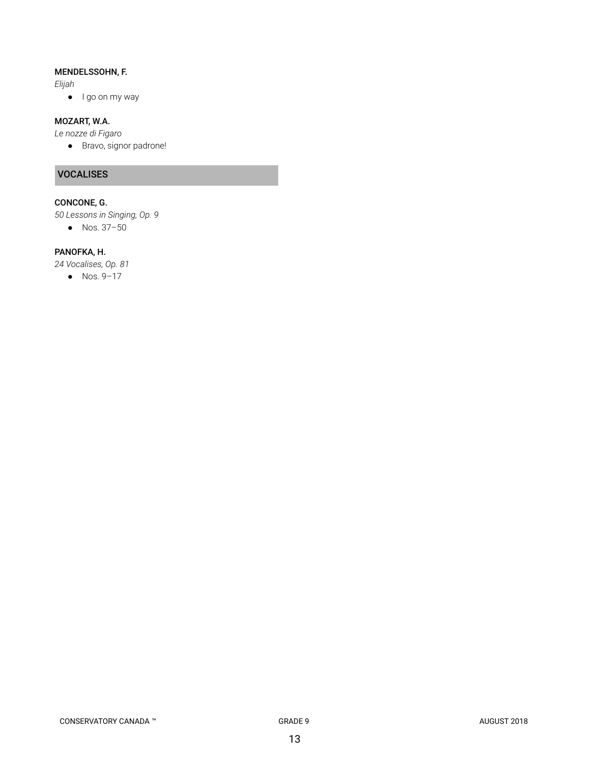**MENDELSSOHN, F.**

*Elijah*

- I go on my way

**MOZART, W.A.**

*Le nozze di Figaro*

- Bravo, signor padrone!

## VOCALISES

**CONCONE, G.**

*50 Lessons in Singing, Op. 9*

- Nos. 37–50

**PANOFKA, H.**

*24 Vocalises, Op. 81*

- Nos. 9–17